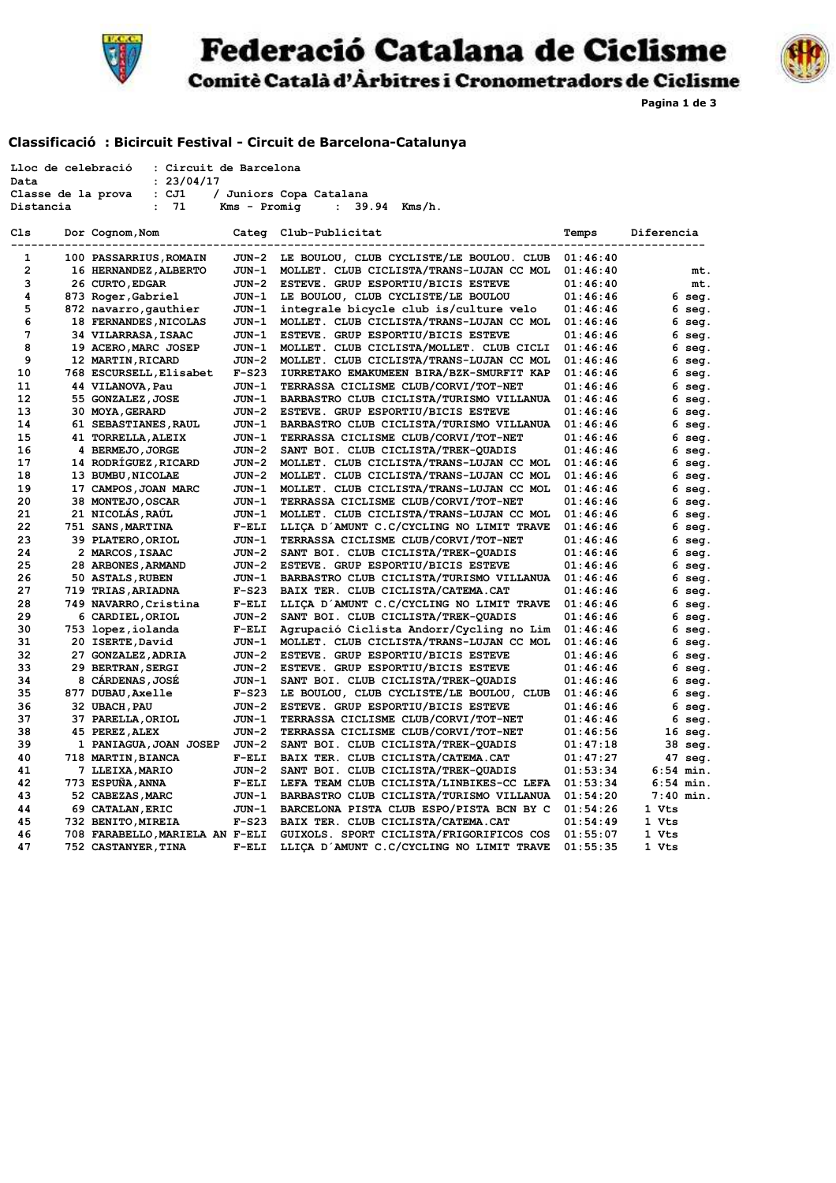# Federació Catalana de Ciclisme

## Comitè Català d'Àrbitres i Cronometradors de Ciclisme

### Classificació : Bicircuit Festival - Circuit de Barcelona-Catalunya

```
Lloc de celebració  : Circuit de Barcelona
Data                : 23/04/17
Classe de la prova  : CJ1    / Juniors Copa Catalana
Distancia           :  71    Kms - Promig    :  39.94  Kms/h.
```

| Cls | Dor | Cognom,Nom | Categ | Club-Publicitat | Temps | Diferencia |
|---|---|---|---|---|---|---|
| 1 | 100 | PASSARRIUS,ROMAIN | JUN-2 | LE BOULOU, CLUB CYCLISTE/LE BOULOU. CLUB | 01:46:40 | |
| 2 | 16 | HERNANDEZ,ALBERTO | JUN-1 | MOLLET. CLUB CICLISTA/TRANS-LUJAN CC MOL | 01:46:40 | mt. |
| 3 | 26 | CURTO,EDGAR | JUN-2 | ESTEVE. GRUP ESPORTIU/BICIS ESTEVE | 01:46:40 | mt. |
| 4 | 873 | Roger,Gabriel | JUN-1 | LE BOULOU, CLUB CYCLISTE/LE BOULOU | 01:46:46 | 6 seg. |
| 5 | 872 | navarro,gauthier | JUN-1 | integrale bicycle club is/culture velo | 01:46:46 | 6 seg. |
| 6 | 18 | FERNANDES,NICOLAS | JUN-1 | MOLLET. CLUB CICLISTA/TRANS-LUJAN CC MOL | 01:46:46 | 6 seg. |
| 7 | 34 | VILARRASA,ISAAC | JUN-1 | ESTEVE. GRUP ESPORTIU/BICIS ESTEVE | 01:46:46 | 6 seg. |
| 8 | 19 | ACERO,MARC JOSEP | JUN-1 | MOLLET. CLUB CICLISTA/MOLLET. CLUB CICLI | 01:46:46 | 6 seg. |
| 9 | 12 | MARTIN,RICARD | JUN-2 | MOLLET. CLUB CICLISTA/TRANS-LUJAN CC MOL | 01:46:46 | 6 seg. |
| 10 | 768 | ESCURSELL,Elisabet | F-S23 | IURRETAKO EMAKUMEEN BIRA/BZK-SMURFIT KAP | 01:46:46 | 6 seg. |
| 11 | 44 | VILANOVA,Pau | JUN-1 | TERRASSA CICLISME CLUB/CORVI/TOT-NET | 01:46:46 | 6 seg. |
| 12 | 55 | GONZALEZ,JOSE | JUN-1 | BARBASTRO CLUB CICLISTA/TURISMO VILLANUA | 01:46:46 | 6 seg. |
| 13 | 30 | MOYA,GERARD | JUN-2 | ESTEVE. GRUP ESPORTIU/BICIS ESTEVE | 01:46:46 | 6 seg. |
| 14 | 61 | SEBASTIANES,RAUL | JUN-1 | BARBASTRO CLUB CICLISTA/TURISMO VILLANUA | 01:46:46 | 6 seg. |
| 15 | 41 | TORRELLA,ALEIX | JUN-1 | TERRASSA CICLISME CLUB/CORVI/TOT-NET | 01:46:46 | 6 seg. |
| 16 | 4 | BERMEJO,JORGE | JUN-2 | SANT BOI. CLUB CICLISTA/TREK-QUADIS | 01:46:46 | 6 seg. |
| 17 | 14 | RODRÍGUEZ,RICARD | JUN-2 | MOLLET. CLUB CICLISTA/TRANS-LUJAN CC MOL | 01:46:46 | 6 seg. |
| 18 | 13 | BUMBU,NICOLAE | JUN-2 | MOLLET. CLUB CICLISTA/TRANS-LUJAN CC MOL | 01:46:46 | 6 seg. |
| 19 | 17 | CAMPOS,JOAN MARC | JUN-1 | MOLLET. CLUB CICLISTA/TRANS-LUJAN CC MOL | 01:46:46 | 6 seg. |
| 20 | 38 | MONTEJO,OSCAR | JUN-1 | TERRASSA CICLISME CLUB/CORVI/TOT-NET | 01:46:46 | 6 seg. |
| 21 | 21 | NICOLÁS,RAÚL | JUN-1 | MOLLET. CLUB CICLISTA/TRANS-LUJAN CC MOL | 01:46:46 | 6 seg. |
| 22 | 751 | SANS,MARTINA | F-ELI | LLIÇA D´AMUNT C.C/CYCLING NO LIMIT TRAVE | 01:46:46 | 6 seg. |
| 23 | 39 | PLATERO,ORIOL | JUN-1 | TERRASSA CICLISME CLUB/CORVI/TOT-NET | 01:46:46 | 6 seg. |
| 24 | 2 | MARCOS,ISAAC | JUN-2 | SANT BOI. CLUB CICLISTA/TREK-QUADIS | 01:46:46 | 6 seg. |
| 25 | 28 | ARBONES,ARMAND | JUN-2 | ESTEVE. GRUP ESPORTIU/BICIS ESTEVE | 01:46:46 | 6 seg. |
| 26 | 50 | ASTALS,RUBEN | JUN-1 | BARBASTRO CLUB CICLISTA/TURISMO VILLANUA | 01:46:46 | 6 seg. |
| 27 | 719 | TRIAS,ARIADNA | F-S23 | BAIX TER. CLUB CICLISTA/CATEMA.CAT | 01:46:46 | 6 seg. |
| 28 | 749 | NAVARRO,Cristina | F-ELI | LLIÇA D´AMUNT C.C/CYCLING NO LIMIT TRAVE | 01:46:46 | 6 seg. |
| 29 | 6 | CARDIEL,ORIOL | JUN-2 | SANT BOI. CLUB CICLISTA/TREK-QUADIS | 01:46:46 | 6 seg. |
| 30 | 753 | lopez,iolanda | F-ELI | Agrupació Ciclista Andorr/Cycling no Lim | 01:46:46 | 6 seg. |
| 31 | 20 | ISERTE,David | JUN-1 | MOLLET. CLUB CICLISTA/TRANS-LUJAN CC MOL | 01:46:46 | 6 seg. |
| 32 | 27 | GONZALEZ,ADRIA | JUN-2 | ESTEVE. GRUP ESPORTIU/BICIS ESTEVE | 01:46:46 | 6 seg. |
| 33 | 29 | BERTRAN,SERGI | JUN-2 | ESTEVE. GRUP ESPORTIU/BICIS ESTEVE | 01:46:46 | 6 seg. |
| 34 | 8 | CÁRDENAS,JOSÉ | JUN-1 | SANT BOI. CLUB CICLISTA/TREK-QUADIS | 01:46:46 | 6 seg. |
| 35 | 877 | DUBAU,Axelle | F-S23 | LE BOULOU, CLUB CYCLISTE/LE BOULOU, CLUB | 01:46:46 | 6 seg. |
| 36 | 32 | UBACH,PAU | JUN-2 | ESTEVE. GRUP ESPORTIU/BICIS ESTEVE | 01:46:46 | 6 seg. |
| 37 | 37 | PARELLA,ORIOL | JUN-1 | TERRASSA CICLISME CLUB/CORVI/TOT-NET | 01:46:46 | 6 seg. |
| 38 | 45 | PEREZ,ALEX | JUN-2 | TERRASSA CICLISME CLUB/CORVI/TOT-NET | 01:46:56 | 16 seg. |
| 39 | 1 | PANIAGUA,JOAN JOSEP | JUN-2 | SANT BOI. CLUB CICLISTA/TREK-QUADIS | 01:47:18 | 38 seg. |
| 40 | 718 | MARTIN,BIANCA | F-ELI | BAIX TER. CLUB CICLISTA/CATEMA.CAT | 01:47:27 | 47 seg. |
| 41 | 7 | LLEIXA,MARIO | JUN-2 | SANT BOI. CLUB CICLISTA/TREK-QUADIS | 01:53:34 | 6:54 min. |
| 42 | 773 | ESPUÑA,ANNA | F-ELI | LEFA TEAM CLUB CICLISTA/LINBIKES-CC LEFA | 01:53:34 | 6:54 min. |
| 43 | 52 | CABEZAS,MARC | JUN-1 | BARBASTRO CLUB CICLISTA/TURISMO VILLANUA | 01:54:20 | 7:40 min. |
| 44 | 69 | CATALAN,ERIC | JUN-1 | BARCELONA PISTA CLUB ESPO/PISTA BCN BY C | 01:54:26 | 1 Vts |
| 45 | 732 | BENITO,MIREIA | F-S23 | BAIX TER. CLUB CICLISTA/CATEMA.CAT | 01:54:49 | 1 Vts |
| 46 | 708 | FARABELLO,MARIELA AN | F-ELI | GUIXOLS. SPORT CICLISTA/FRIGORIFICOS COS | 01:55:07 | 1 Vts |
| 47 | 752 | CASTANYER,TINA | F-ELI | LLIÇA D´AMUNT C.C/CYCLING NO LIMIT TRAVE | 01:55:35 | 1 Vts |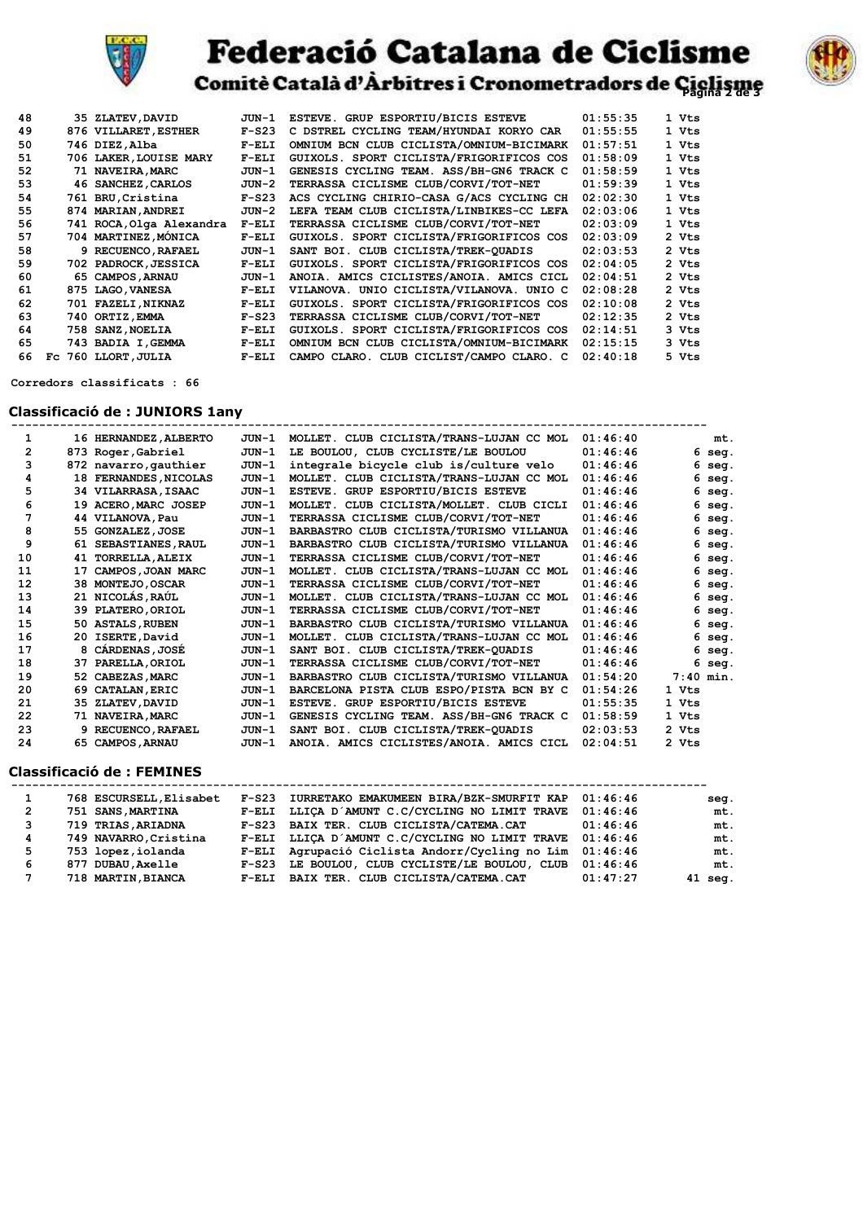| Pos | Dorsal | Nom | Cat | Equip | Temps | Dif |
|---|---|---|---|---|---|---|
| 48 | 35 | ZLATEV,DAVID | JUN-1 | ESTEVE. GRUP ESPORTIU/BICIS ESTEVE | 01:55:35 | 1 Vts |
| 49 | 876 | VILLARET,ESTHER | F-S23 | C DSTREL CYCLING TEAM/HYUNDAI KORYO CAR | 01:55:55 | 1 Vts |
| 50 | 746 | DIEZ,Alba | F-ELI | OMNIUM BCN CLUB CICLISTA/OMNIUM-BICIMARK | 01:57:51 | 1 Vts |
| 51 | 706 | LAKER,LOUISE MARY | F-ELI | GUIXOLS. SPORT CICLISTA/FRIGORIFICOS COS | 01:58:09 | 1 Vts |
| 52 | 71 | NAVEIRA,MARC | JUN-1 | GENESIS CYCLING TEAM. ASS/BH-GN6 TRACK C | 01:58:59 | 1 Vts |
| 53 | 46 | SANCHEZ,CARLOS | JUN-2 | TERRASSA CICLISME CLUB/CORVI/TOT-NET | 01:59:39 | 1 Vts |
| 54 | 761 | BRU,Cristina | F-S23 | ACS CYCLING CHIRIO-CASA G/ACS CYCLING CH | 02:02:30 | 1 Vts |
| 55 | 874 | MARIAN,ANDREI | JUN-2 | LEFA TEAM CLUB CICLISTA/LINBIKES-CC LEFA | 02:03:06 | 1 Vts |
| 56 | 741 | ROCA,Olga Alexandra | F-ELI | TERRASSA CICLISME CLUB/CORVI/TOT-NET | 02:03:09 | 1 Vts |
| 57 | 704 | MARTINEZ,MÓNICA | F-ELI | GUIXOLS. SPORT CICLISTA/FRIGORIFICOS COS | 02:03:09 | 2 Vts |
| 58 | 9 | RECUENCO,RAFAEL | JUN-1 | SANT BOI. CLUB CICLISTA/TREK-QUADIS | 02:03:53 | 2 Vts |
| 59 | 702 | PADROCK,JESSICA | F-ELI | GUIXOLS. SPORT CICLISTA/FRIGORIFICOS COS | 02:04:05 | 2 Vts |
| 60 | 65 | CAMPOS,ARNAU | JUN-1 | ANOIA. AMICS CICLISTES/ANOIA. AMICS CICL | 02:04:51 | 2 Vts |
| 61 | 875 | LAGO,VANESA | F-ELI | VILANOVA. UNIO CICLISTA/VILANOVA. UNIO C | 02:08:28 | 2 Vts |
| 62 | 701 | FAZELI,NIKNAZ | F-ELI | GUIXOLS. SPORT CICLISTA/FRIGORIFICOS COS | 02:10:08 | 2 Vts |
| 63 | 740 | ORTIZ,EMMA | F-S23 | TERRASSA CICLISME CLUB/CORVI/TOT-NET | 02:12:35 | 2 Vts |
| 64 | 758 | SANZ,NOELIA | F-ELI | GUIXOLS. SPORT CICLISTA/FRIGORIFICOS COS | 02:14:51 | 3 Vts |
| 65 | 743 | BADIA I,GEMMA | F-ELI | OMNIUM BCN CLUB CICLISTA/OMNIUM-BICIMARK | 02:15:15 | 3 Vts |
| 66 Fc | 760 | LLORT,JULIA | F-ELI | CAMPO CLARO. CLUB CICLIST/CAMPO CLARO. C | 02:40:18 | 5 Vts |

**Corredors classificats : 66**

## Classificació de : JUNIORS 1any

| Pos | Dorsal | Nom | Cat | Equip | Temps | Dif |
|---|---|---|---|---|---|---|
| 1 | 16 | HERNANDEZ,ALBERTO | JUN-1 | MOLLET. CLUB CICLISTA/TRANS-LUJAN CC MOL | 01:46:40 | mt. |
| 2 | 873 | Roger,Gabriel | JUN-1 | LE BOULOU, CLUB CYCLISTE/LE BOULOU | 01:46:46 | 6 seg. |
| 3 | 872 | navarro,gauthier | JUN-1 | integrale bicycle club is/culture velo | 01:46:46 | 6 seg. |
| 4 | 18 | FERNANDES,NICOLAS | JUN-1 | MOLLET. CLUB CICLISTA/TRANS-LUJAN CC MOL | 01:46:46 | 6 seg. |
| 5 | 34 | VILARRASA,ISAAC | JUN-1 | ESTEVE. GRUP ESPORTIU/BICIS ESTEVE | 01:46:46 | 6 seg. |
| 6 | 19 | ACERO,MARC JOSEP | JUN-1 | MOLLET. CLUB CICLISTA/MOLLET. CLUB CICLI | 01:46:46 | 6 seg. |
| 7 | 44 | VILANOVA,Pau | JUN-1 | TERRASSA CICLISME CLUB/CORVI/TOT-NET | 01:46:46 | 6 seg. |
| 8 | 55 | GONZALEZ,JOSE | JUN-1 | BARBASTRO CLUB CICLISTA/TURISMO VILLANUA | 01:46:46 | 6 seg. |
| 9 | 61 | SEBASTIANES,RAUL | JUN-1 | BARBASTRO CLUB CICLISTA/TURISMO VILLANUA | 01:46:46 | 6 seg. |
| 10 | 41 | TORRELLA,ALEIX | JUN-1 | TERRASSA CICLISME CLUB/CORVI/TOT-NET | 01:46:46 | 6 seg. |
| 11 | 17 | CAMPOS,JOAN MARC | JUN-1 | MOLLET. CLUB CICLISTA/TRANS-LUJAN CC MOL | 01:46:46 | 6 seg. |
| 12 | 38 | MONTEJO,OSCAR | JUN-1 | TERRASSA CICLISME CLUB/CORVI/TOT-NET | 01:46:46 | 6 seg. |
| 13 | 21 | NICOLÁS,RAÚL | JUN-1 | MOLLET. CLUB CICLISTA/TRANS-LUJAN CC MOL | 01:46:46 | 6 seg. |
| 14 | 39 | PLATERO,ORIOL | JUN-1 | TERRASSA CICLISME CLUB/CORVI/TOT-NET | 01:46:46 | 6 seg. |
| 15 | 50 | ASTALS,RUBEN | JUN-1 | BARBASTRO CLUB CICLISTA/TURISMO VILLANUA | 01:46:46 | 6 seg. |
| 16 | 20 | ISERTE,David | JUN-1 | MOLLET. CLUB CICLISTA/TRANS-LUJAN CC MOL | 01:46:46 | 6 seg. |
| 17 | 8 | CÁRDENAS,JOSÉ | JUN-1 | SANT BOI. CLUB CICLISTA/TREK-QUADIS | 01:46:46 | 6 seg. |
| 18 | 37 | PARELLA,ORIOL | JUN-1 | TERRASSA CICLISME CLUB/CORVI/TOT-NET | 01:46:46 | 6 seg. |
| 19 | 52 | CABEZAS,MARC | JUN-1 | BARBASTRO CLUB CICLISTA/TURISMO VILLANUA | 01:54:20 | 7:40 min. |
| 20 | 69 | CATALAN,ERIC | JUN-1 | BARCELONA PISTA CLUB ESPO/PISTA BCN BY C | 01:54:26 | 1 Vts |
| 21 | 35 | ZLATEV,DAVID | JUN-1 | ESTEVE. GRUP ESPORTIU/BICIS ESTEVE | 01:55:35 | 1 Vts |
| 22 | 71 | NAVEIRA,MARC | JUN-1 | GENESIS CYCLING TEAM. ASS/BH-GN6 TRACK C | 01:58:59 | 1 Vts |
| 23 | 9 | RECUENCO,RAFAEL | JUN-1 | SANT BOI. CLUB CICLISTA/TREK-QUADIS | 02:03:53 | 2 Vts |
| 24 | 65 | CAMPOS,ARNAU | JUN-1 | ANOIA. AMICS CICLISTES/ANOIA. AMICS CICL | 02:04:51 | 2 Vts |

## Classificació de : FEMINES

| Pos | Dorsal | Nom | Cat | Equip | Temps | Dif |
|---|---|---|---|---|---|---|
| 1 | 768 | ESCURSELL,Elisabet | F-S23 | IURRETAKO EMAKUMEEN BIRA/BZK-SMURFIT KAP | 01:46:46 | seg. |
| 2 | 751 | SANS,MARTINA | F-ELI | LLIÇA D´AMUNT C.C/CYCLING NO LIMIT TRAVE | 01:46:46 | mt. |
| 3 | 719 | TRIAS,ARIADNA | F-S23 | BAIX TER. CLUB CICLISTA/CATEMA.CAT | 01:46:46 | mt. |
| 4 | 749 | NAVARRO,Cristina | F-ELI | LLIÇA D´AMUNT C.C/CYCLING NO LIMIT TRAVE | 01:46:46 | mt. |
| 5 | 753 | lopez,iolanda | F-ELI | Agrupació Ciclista Andorr/Cycling no Lim | 01:46:46 | mt. |
| 6 | 877 | DUBAU,Axelle | F-S23 | LE BOULOU, CLUB CYCLISTE/LE BOULOU, CLUB | 01:46:46 | mt. |
| 7 | 718 | MARTIN,BIANCA | F-ELI | BAIX TER. CLUB CICLISTA/CATEMA.CAT | 01:47:27 | 41 seg. |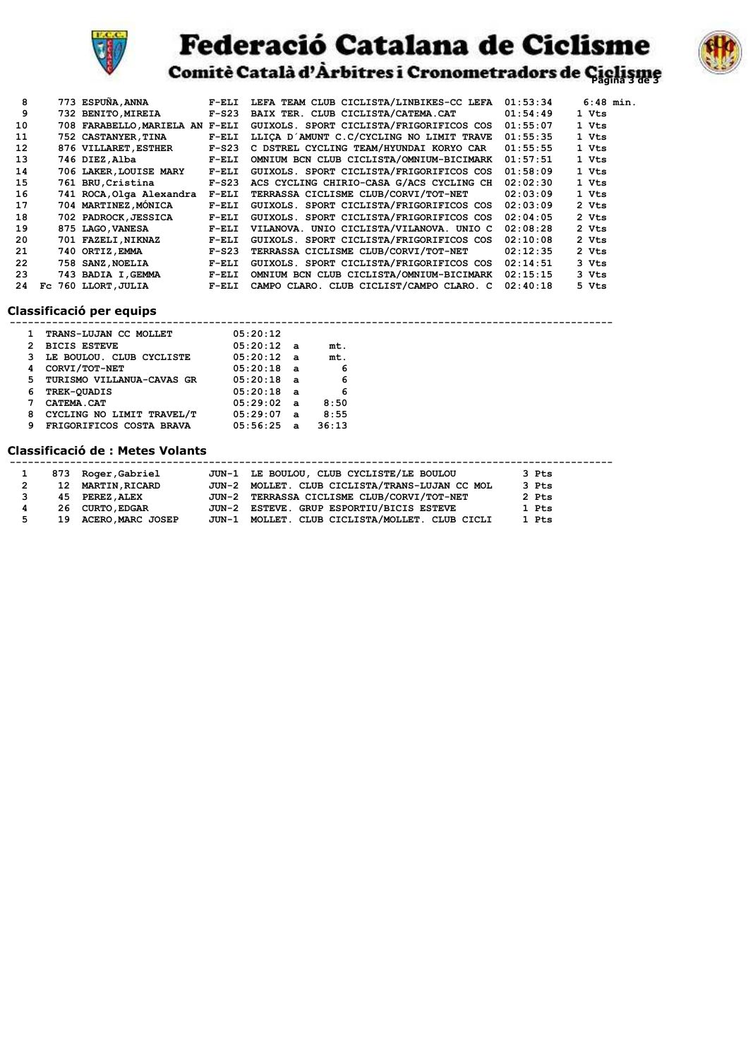| | | | | | | |
|---|---|---|---|---|---|---|
| 8 | 773 | ESPUÑA,ANNA | F-ELI | LEFA TEAM CLUB CICLISTA/LINBIKES-CC LEFA | 01:53:34 | 6:48 min. |
| 9 | 732 | BENITO,MIREIA | F-S23 | BAIX TER. CLUB CICLISTA/CATEMA.CAT | 01:54:49 | 1 Vts |
| 10 | 708 | FARABELLO,MARIELA AN | F-ELI | GUIXOLS. SPORT CICLISTA/FRIGORIFICOS COS | 01:55:07 | 1 Vts |
| 11 | 752 | CASTANYER,TINA | F-ELI | LLIÇA D´AMUNT C.C/CYCLING NO LIMIT TRAVE | 01:55:35 | 1 Vts |
| 12 | 876 | VILLARET,ESTHER | F-S23 | C DSTREL CYCLING TEAM/HYUNDAI KORYO CAR | 01:55:55 | 1 Vts |
| 13 | 746 | DIEZ,Alba | F-ELI | OMNIUM BCN CLUB CICLISTA/OMNIUM-BICIMARK | 01:57:51 | 1 Vts |
| 14 | 706 | LAKER,LOUISE MARY | F-ELI | GUIXOLS. SPORT CICLISTA/FRIGORIFICOS COS | 01:58:09 | 1 Vts |
| 15 | 761 | BRU,Cristina | F-S23 | ACS CYCLING CHIRIO-CASA G/ACS CYCLING CH | 02:02:30 | 1 Vts |
| 16 | 741 | ROCA,Olga Alexandra | F-ELI | TERRASSA CICLISME CLUB/CORVI/TOT-NET | 02:03:09 | 1 Vts |
| 17 | 704 | MARTINEZ,MÓNICA | F-ELI | GUIXOLS. SPORT CICLISTA/FRIGORIFICOS COS | 02:03:09 | 2 Vts |
| 18 | 702 | PADROCK,JESSICA | F-ELI | GUIXOLS. SPORT CICLISTA/FRIGORIFICOS COS | 02:04:05 | 2 Vts |
| 19 | 875 | LAGO,VANESA | F-ELI | VILANOVA. UNIO CICLISTA/VILANOVA. UNIO C | 02:08:28 | 2 Vts |
| 20 | 701 | FAZELI,NIKNAZ | F-ELI | GUIXOLS. SPORT CICLISTA/FRIGORIFICOS COS | 02:10:08 | 2 Vts |
| 21 | 740 | ORTIZ,EMMA | F-S23 | TERRASSA CICLISME CLUB/CORVI/TOT-NET | 02:12:35 | 2 Vts |
| 22 | 758 | SANZ,NOELIA | F-ELI | GUIXOLS. SPORT CICLISTA/FRIGORIFICOS COS | 02:14:51 | 3 Vts |
| 23 | 743 | BADIA I,GEMMA | F-ELI | OMNIUM BCN CLUB CICLISTA/OMNIUM-BICIMARK | 02:15:15 | 3 Vts |
| 24 | Fc 760 | LLORT,JULIA | F-ELI | CAMPO CLARO. CLUB CICLIST/CAMPO CLARO. C | 02:40:18 | 5 Vts |

## Classificació per equips

| | | | | |
|---|---|---|---|---|
| 1 | TRANS-LUJAN CC MOLLET | 05:20:12 | | |
| 2 | BICIS ESTEVE | 05:20:12 | a | mt. |
| 3 | LE BOULOU. CLUB CYCLISTE | 05:20:12 | a | mt. |
| 4 | CORVI/TOT-NET | 05:20:18 | a | 6 |
| 5 | TURISMO VILLANUA-CAVAS GR | 05:20:18 | a | 6 |
| 6 | TREK-QUADIS | 05:20:18 | a | 6 |
| 7 | CATEMA.CAT | 05:29:02 | a | 8:50 |
| 8 | CYCLING NO LIMIT TRAVEL/T | 05:29:07 | a | 8:55 |
| 9 | FRIGORIFICOS COSTA BRAVA | 05:56:25 | a | 36:13 |

## Classificació de : Metes Volants

| | | | | | |
|---|---|---|---|---|---|
| 1 | 873 | Roger,Gabriel | JUN-1 | LE BOULOU, CLUB CYCLISTE/LE BOULOU | 3 Pts |
| 2 | 12 | MARTIN,RICARD | JUN-2 | MOLLET. CLUB CICLISTA/TRANS-LUJAN CC MOL | 3 Pts |
| 3 | 45 | PEREZ,ALEX | JUN-2 | TERRASSA CICLISME CLUB/CORVI/TOT-NET | 2 Pts |
| 4 | 26 | CURTO,EDGAR | JUN-2 | ESTEVE. GRUP ESPORTIU/BICIS ESTEVE | 1 Pts |
| 5 | 19 | ACERO,MARC JOSEP | JUN-1 | MOLLET. CLUB CICLISTA/MOLLET. CLUB CICLI | 1 Pts |